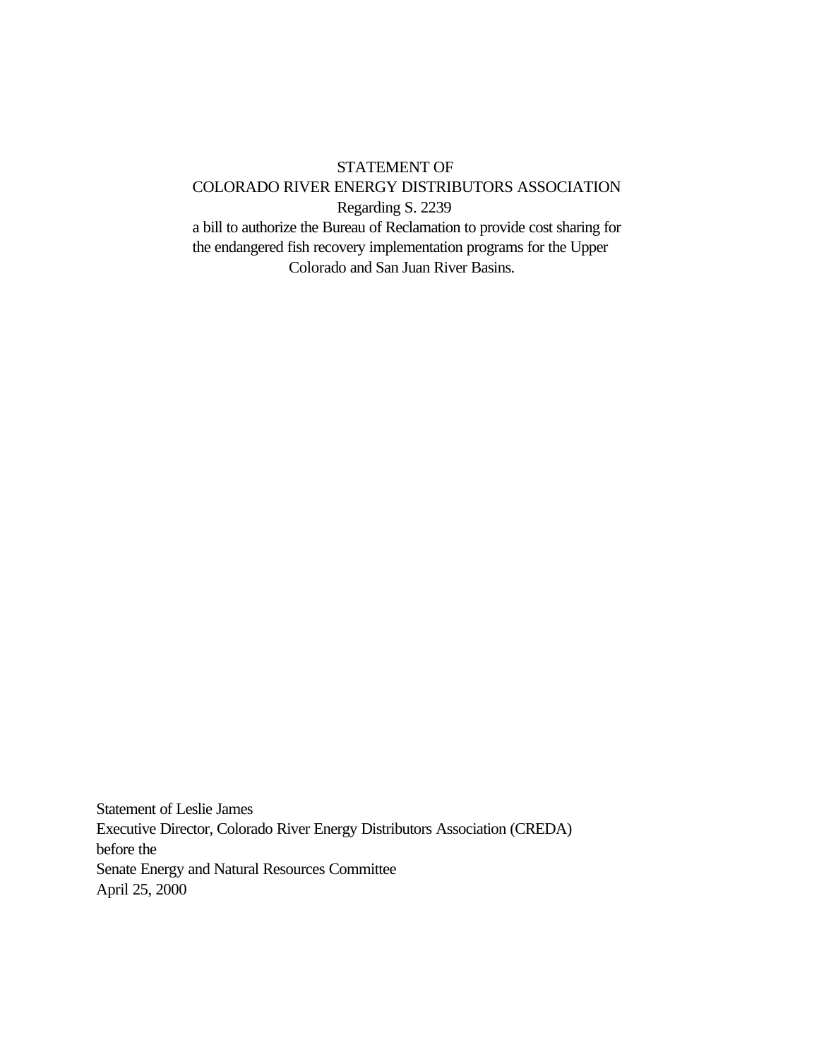# STATEMENT OF
# COLORADO RIVER ENERGY DISTRIBUTORS ASSOCIATION
## Regarding S. 2239

a bill to authorize the Bureau of Reclamation to provide cost sharing for the endangered fish recovery implementation programs for the Upper Colorado and San Juan River Basins.

Statement of Leslie James
Executive Director, Colorado River Energy Distributors Association (CREDA)
before the
Senate Energy and Natural Resources Committee
April 25, 2000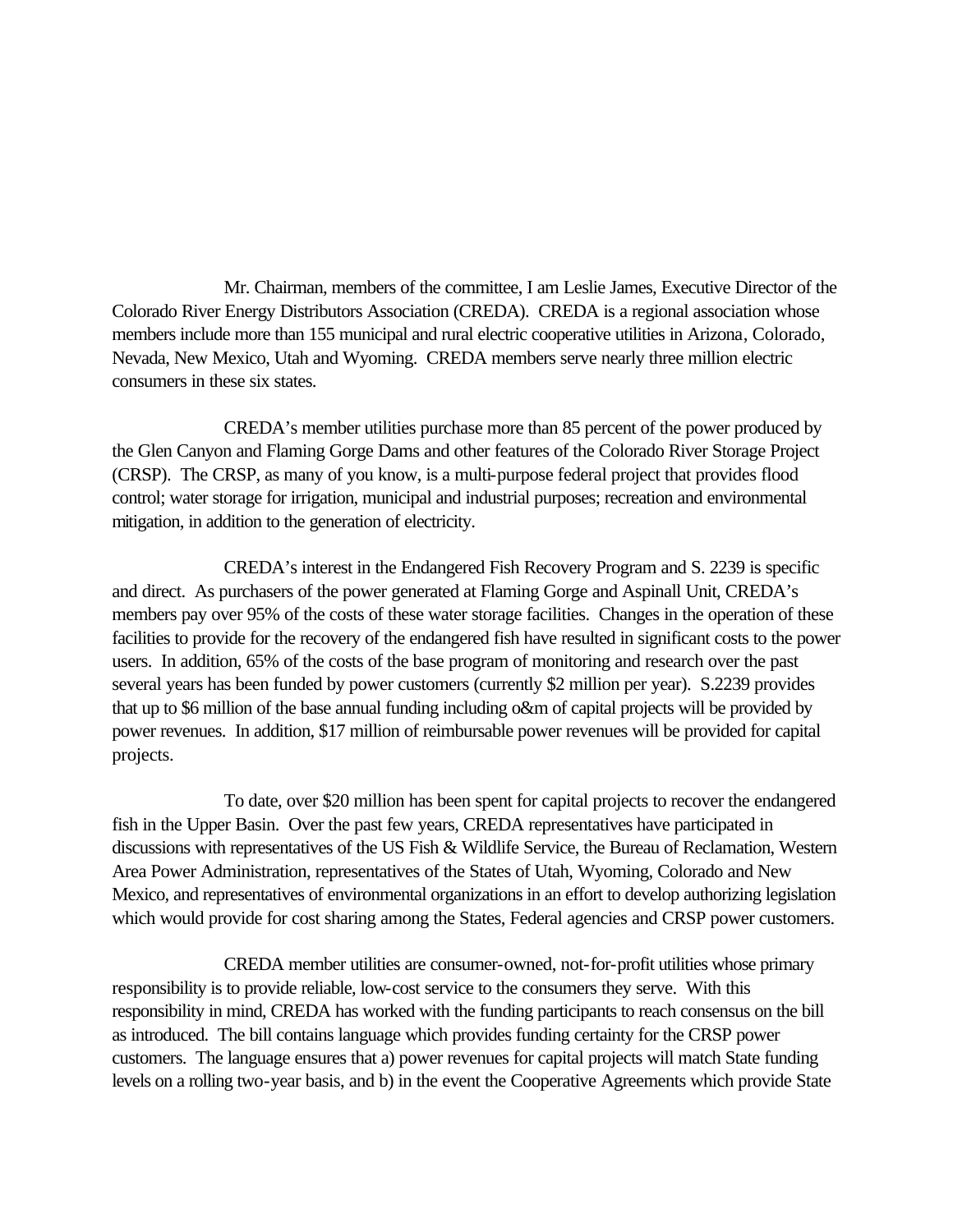Mr. Chairman, members of the committee, I am Leslie James, Executive Director of the Colorado River Energy Distributors Association (CREDA). CREDA is a regional association whose members include more than 155 municipal and rural electric cooperative utilities in Arizona, Colorado, Nevada, New Mexico, Utah and Wyoming. CREDA members serve nearly three million electric consumers in these six states.

CREDA's member utilities purchase more than 85 percent of the power produced by the Glen Canyon and Flaming Gorge Dams and other features of the Colorado River Storage Project (CRSP). The CRSP, as many of you know, is a multi-purpose federal project that provides flood control; water storage for irrigation, municipal and industrial purposes; recreation and environmental mitigation, in addition to the generation of electricity.

CREDA's interest in the Endangered Fish Recovery Program and S. 2239 is specific and direct. As purchasers of the power generated at Flaming Gorge and Aspinall Unit, CREDA's members pay over 95% of the costs of these water storage facilities. Changes in the operation of these facilities to provide for the recovery of the endangered fish have resulted in significant costs to the power users. In addition, 65% of the costs of the base program of monitoring and research over the past several years has been funded by power customers (currently $2 million per year). S.2239 provides that up to $6 million of the base annual funding including o&m of capital projects will be provided by power revenues. In addition, $17 million of reimbursable power revenues will be provided for capital projects.

To date, over $20 million has been spent for capital projects to recover the endangered fish in the Upper Basin. Over the past few years, CREDA representatives have participated in discussions with representatives of the US Fish & Wildlife Service, the Bureau of Reclamation, Western Area Power Administration, representatives of the States of Utah, Wyoming, Colorado and New Mexico, and representatives of environmental organizations in an effort to develop authorizing legislation which would provide for cost sharing among the States, Federal agencies and CRSP power customers.

CREDA member utilities are consumer-owned, not-for-profit utilities whose primary responsibility is to provide reliable, low-cost service to the consumers they serve. With this responsibility in mind, CREDA has worked with the funding participants to reach consensus on the bill as introduced. The bill contains language which provides funding certainty for the CRSP power customers. The language ensures that a) power revenues for capital projects will match State funding levels on a rolling two-year basis, and b) in the event the Cooperative Agreements which provide State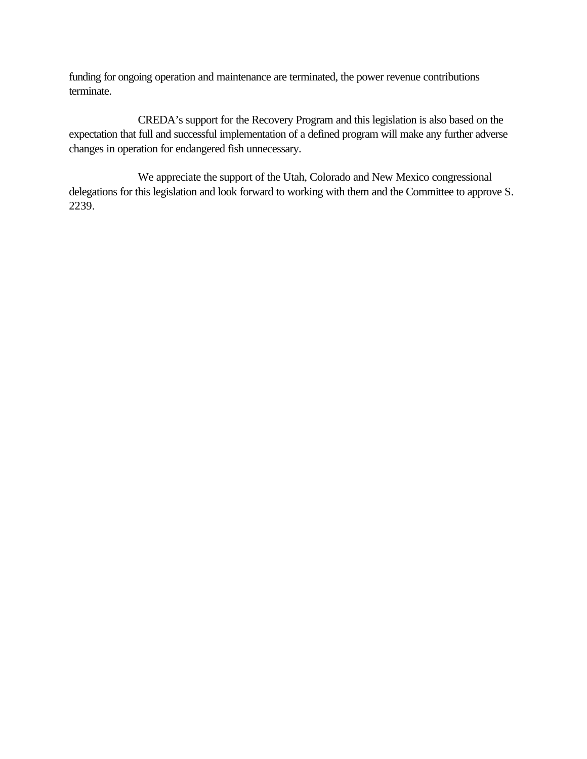funding for ongoing operation and maintenance are terminated, the power revenue contributions terminate.

CREDA's support for the Recovery Program and this legislation is also based on the expectation that full and successful implementation of a defined program will make any further adverse changes in operation for endangered fish unnecessary.

We appreciate the support of the Utah, Colorado and New Mexico congressional delegations for this legislation and look forward to working with them and the Committee to approve S. 2239.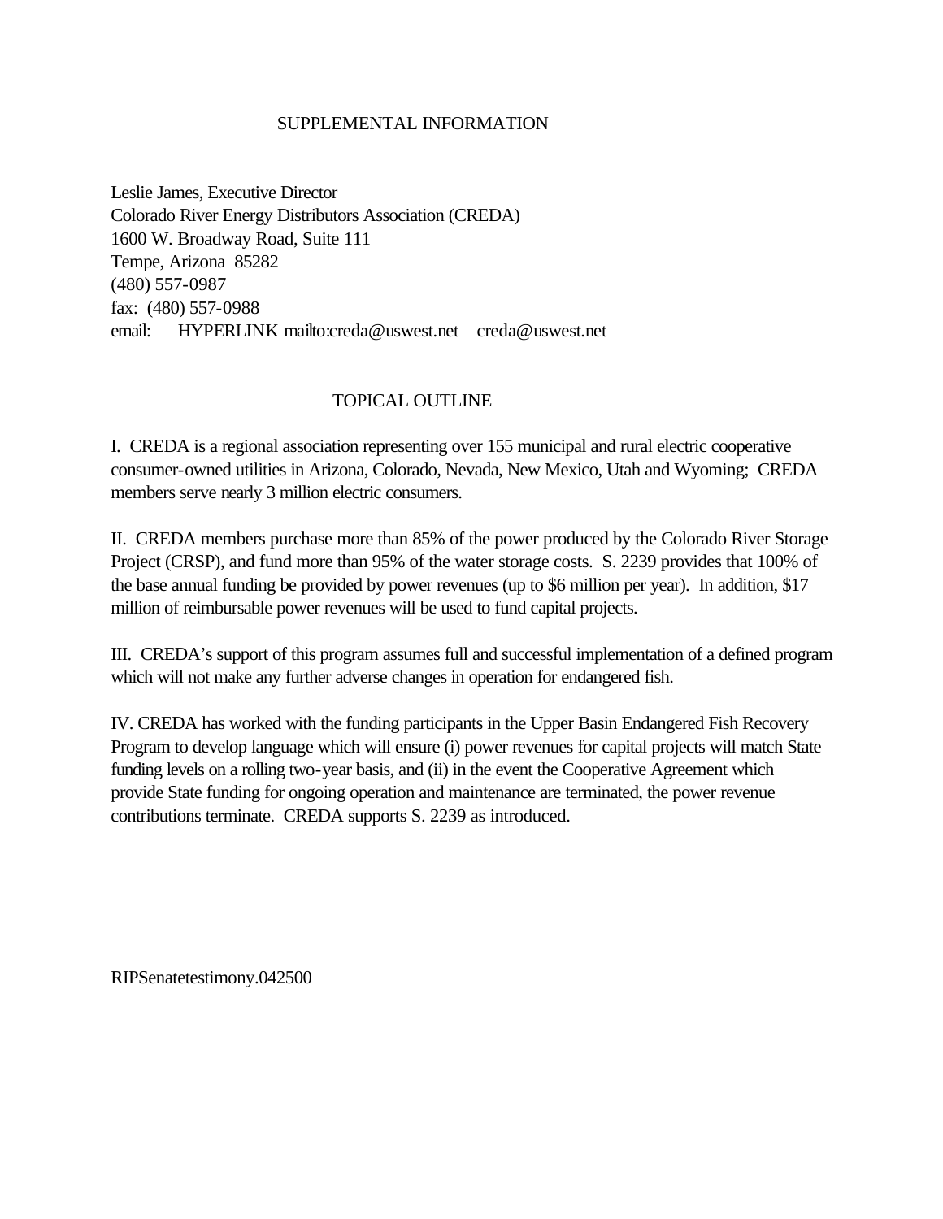## SUPPLEMENTAL INFORMATION

Leslie James, Executive Director
Colorado River Energy Distributors Association (CREDA)
1600 W. Broadway Road, Suite 111
Tempe, Arizona 85282
(480) 557-0987
fax: (480) 557-0988
email: HYPERLINK mailto:creda@uswest.net creda@uswest.net

## TOPICAL OUTLINE

I. CREDA is a regional association representing over 155 municipal and rural electric cooperative consumer-owned utilities in Arizona, Colorado, Nevada, New Mexico, Utah and Wyoming; CREDA members serve nearly 3 million electric consumers.

II. CREDA members purchase more than 85% of the power produced by the Colorado River Storage Project (CRSP), and fund more than 95% of the water storage costs. S. 2239 provides that 100% of the base annual funding be provided by power revenues (up to $6 million per year). In addition, $17 million of reimbursable power revenues will be used to fund capital projects.

III. CREDA's support of this program assumes full and successful implementation of a defined program which will not make any further adverse changes in operation for endangered fish.

IV. CREDA has worked with the funding participants in the Upper Basin Endangered Fish Recovery Program to develop language which will ensure (i) power revenues for capital projects will match State funding levels on a rolling two-year basis, and (ii) in the event the Cooperative Agreement which provide State funding for ongoing operation and maintenance are terminated, the power revenue contributions terminate. CREDA supports S. 2239 as introduced.

RIPSenatetestimony.042500